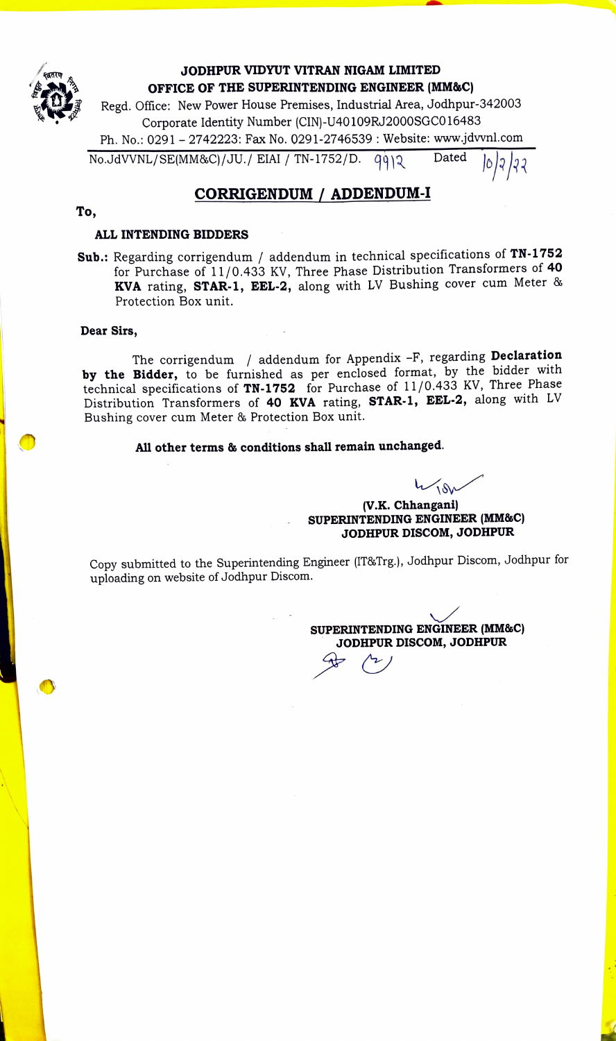# JODHPUR VIDYUT VITRAN NIGAM LIMITED

## OFFICE OF THE SUPERINTENDING ENGINEER (MM&C)

Regd. Office: New Power House Premises, Industrial Area, Jodhpur-342003
Corporate Identity Number (CIN)-U40109RJ2000SGC016483
Ph. No.: 0291 – 2742223: Fax No. 0291-2746539 : Website: www.jdvvnl.com

No.JdVVNL/SE(MM&C)/JU./ EIAI / TN-1752/D. 9912 Dated 10/2/22

## CORRIGENDUM / ADDENDUM-I

**To,**

**ALL INTENDING BIDDERS**

**Sub.:** Regarding corrigendum / addendum in technical specifications of **TN-1752** for Purchase of 11/0.433 KV, Three Phase Distribution Transformers of **40 KVA** rating, **STAR-1, EEL-2,** along with LV Bushing cover cum Meter & Protection Box unit.

**Dear Sirs,**

The corrigendum / addendum for Appendix –F, regarding **Declaration by the Bidder,** to be furnished as per enclosed format, by the bidder with technical specifications of **TN-1752** for Purchase of 11/0.433 KV, Three Phase Distribution Transformers of **40 KVA** rating, **STAR-1, EEL-2,** along with LV Bushing cover cum Meter & Protection Box unit.

**All other terms & conditions shall remain unchanged.**

**(V.K. Chhangani)**
**SUPERINTENDING ENGINEER (MM&C)**
**JODHPUR DISCOM, JODHPUR**

Copy submitted to the Superintending Engineer (IT&Trg.), Jodhpur Discom, Jodhpur for uploading on website of Jodhpur Discom.

**SUPERINTENDING ENGINEER (MM&C)**
**JODHPUR DISCOM, JODHPUR**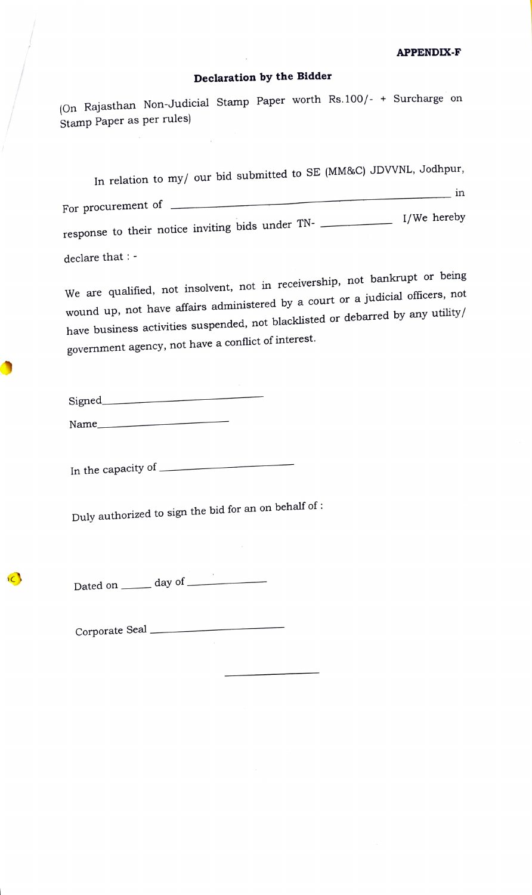**APPENDIX-F**

**Declaration by the Bidder**

(On Rajasthan Non-Judicial Stamp Paper worth Rs.100/- + Surcharge on Stamp Paper as per rules)

In relation to my/ our bid submitted to SE (MM&C) JDVVNL, Jodhpur, For procurement of ______________________________ in response to their notice inviting bids under TN- ____________ I/We hereby declare that : -

We are qualified, not insolvent, not in receivership, not bankrupt or being wound up, not have affairs administered by a court or a judicial officers, not have business activities suspended, not blacklisted or debarred by any utility/ government agency, not have a conflict of interest.

Signed____________________

Name____________________

In the capacity of ____________________

Duly authorized to sign the bid for an on behalf of :

Dated on _____ day of ____________

Corporate Seal ____________________

____________________